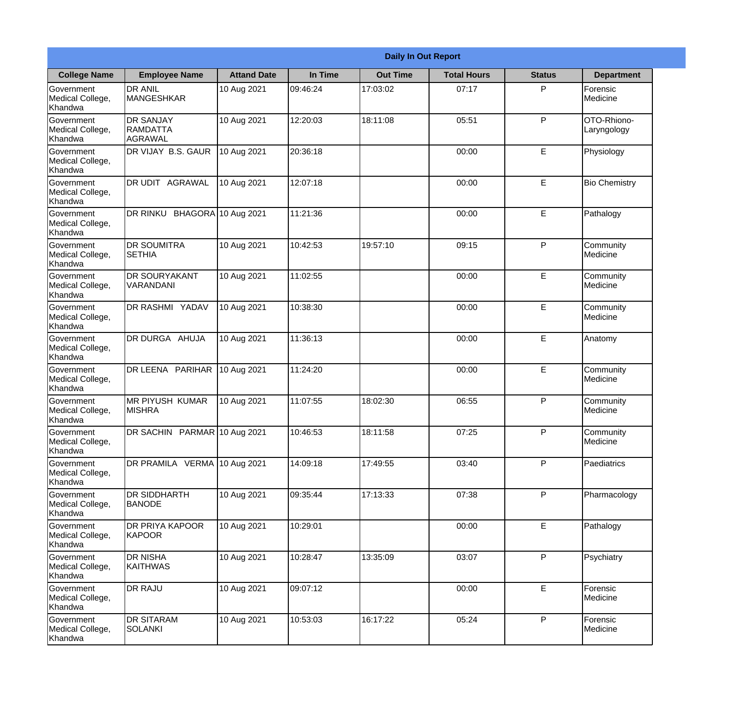| Daily In Out Report | | | | | | | |
|---|---|---|---|---|---|---|---|
| **College Name** | **Employee Name** | **Attand Date** | **In Time** | **Out Time** | **Total Hours** | **Status** | **Department** |
| Government Medical College, Khandwa | DR ANIL MANGESHKAR | 10 Aug 2021 | 09:46:24 | 17:03:02 | 07:17 | P | Forensic Medicine |
| Government Medical College, Khandwa | DR SANJAY RAMDATTA AGRAWAL | 10 Aug 2021 | 12:20:03 | 18:11:08 | 05:51 | P | OTO-Rhiono-Laryngology |
| Government Medical College, Khandwa | DR VIJAY B.S. GAUR | 10 Aug 2021 | 20:36:18 | | 00:00 | E | Physiology |
| Government Medical College, Khandwa | DR UDIT AGRAWAL | 10 Aug 2021 | 12:07:18 | | 00:00 | E | Bio Chemistry |
| Government Medical College, Khandwa | DR RINKU BHAGORA | 10 Aug 2021 | 11:21:36 | | 00:00 | E | Pathalogy |
| Government Medical College, Khandwa | DR SOUMITRA SETHIA | 10 Aug 2021 | 10:42:53 | 19:57:10 | 09:15 | P | Community Medicine |
| Government Medical College, Khandwa | DR SOURYAKANT VARANDANI | 10 Aug 2021 | 11:02:55 | | 00:00 | E | Community Medicine |
| Government Medical College, Khandwa | DR RASHMI YADAV | 10 Aug 2021 | 10:38:30 | | 00:00 | E | Community Medicine |
| Government Medical College, Khandwa | DR DURGA AHUJA | 10 Aug 2021 | 11:36:13 | | 00:00 | E | Anatomy |
| Government Medical College, Khandwa | DR LEENA PARIHAR | 10 Aug 2021 | 11:24:20 | | 00:00 | E | Community Medicine |
| Government Medical College, Khandwa | MR PIYUSH KUMAR MISHRA | 10 Aug 2021 | 11:07:55 | 18:02:30 | 06:55 | P | Community Medicine |
| Government Medical College, Khandwa | DR SACHIN PARMAR | 10 Aug 2021 | 10:46:53 | 18:11:58 | 07:25 | P | Community Medicine |
| Government Medical College, Khandwa | DR PRAMILA VERMA | 10 Aug 2021 | 14:09:18 | 17:49:55 | 03:40 | P | Paediatrics |
| Government Medical College, Khandwa | DR SIDDHARTH BANODE | 10 Aug 2021 | 09:35:44 | 17:13:33 | 07:38 | P | Pharmacology |
| Government Medical College, Khandwa | DR PRIYA KAPOOR KAPOOR | 10 Aug 2021 | 10:29:01 | | 00:00 | E | Pathalogy |
| Government Medical College, Khandwa | DR NISHA KAITHWAS | 10 Aug 2021 | 10:28:47 | 13:35:09 | 03:07 | P | Psychiatry |
| Government Medical College, Khandwa | DR RAJU | 10 Aug 2021 | 09:07:12 | | 00:00 | E | Forensic Medicine |
| Government Medical College, Khandwa | DR SITARAM SOLANKI | 10 Aug 2021 | 10:53:03 | 16:17:22 | 05:24 | P | Forensic Medicine |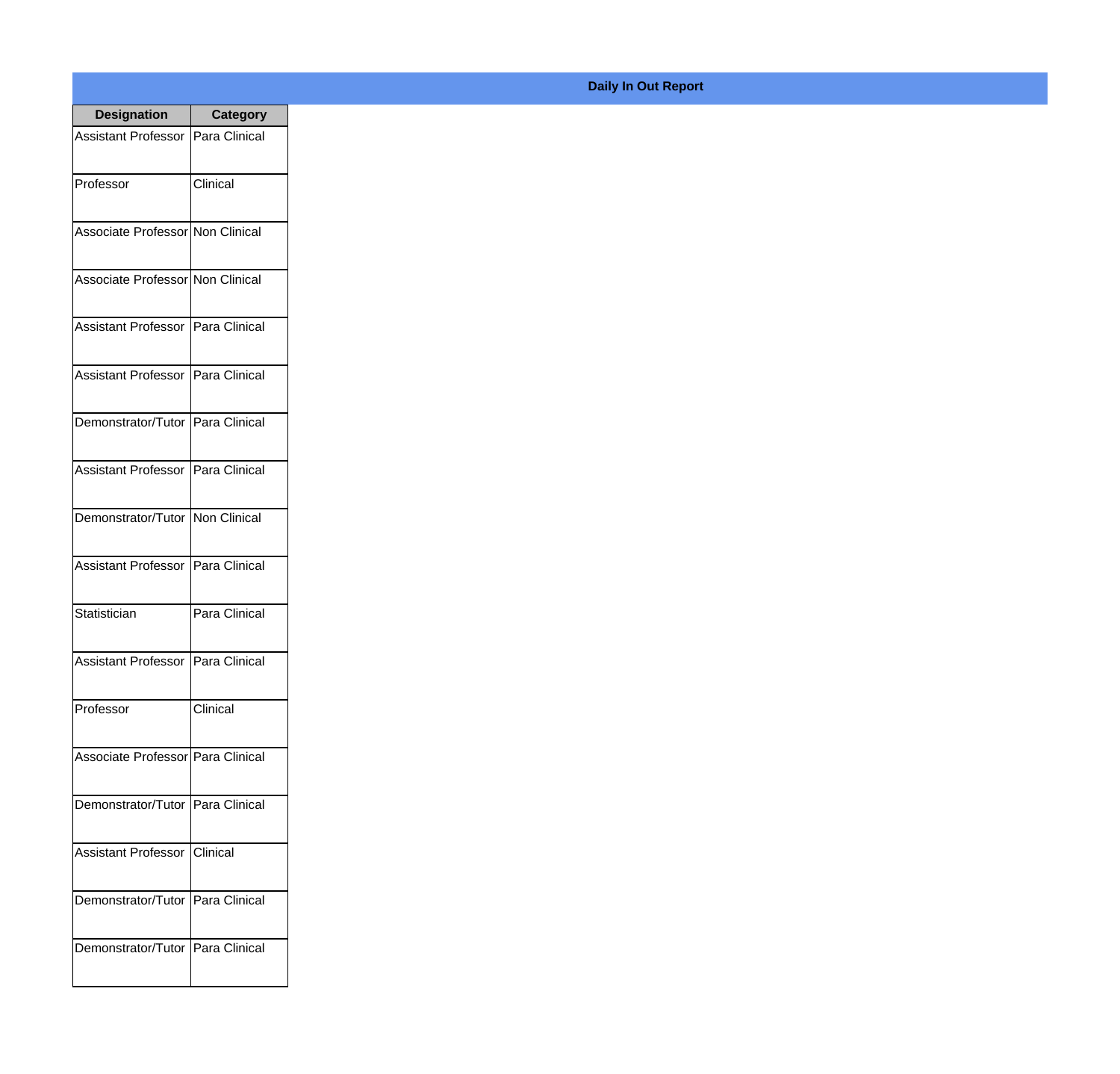**Daily In Out Report**

| Designation | Category |
|---|---|
| Assistant Professor | Para Clinical |
| Professor | Clinical |
| Associate Professor | Non Clinical |
| Associate Professor | Non Clinical |
| Assistant Professor | Para Clinical |
| Assistant Professor | Para Clinical |
| Demonstrator/Tutor | Para Clinical |
| Assistant Professor | Para Clinical |
| Demonstrator/Tutor | Non Clinical |
| Assistant Professor | Para Clinical |
| Statistician | Para Clinical |
| Assistant Professor | Para Clinical |
| Professor | Clinical |
| Associate Professor | Para Clinical |
| Demonstrator/Tutor | Para Clinical |
| Assistant Professor | Clinical |
| Demonstrator/Tutor | Para Clinical |
| Demonstrator/Tutor | Para Clinical |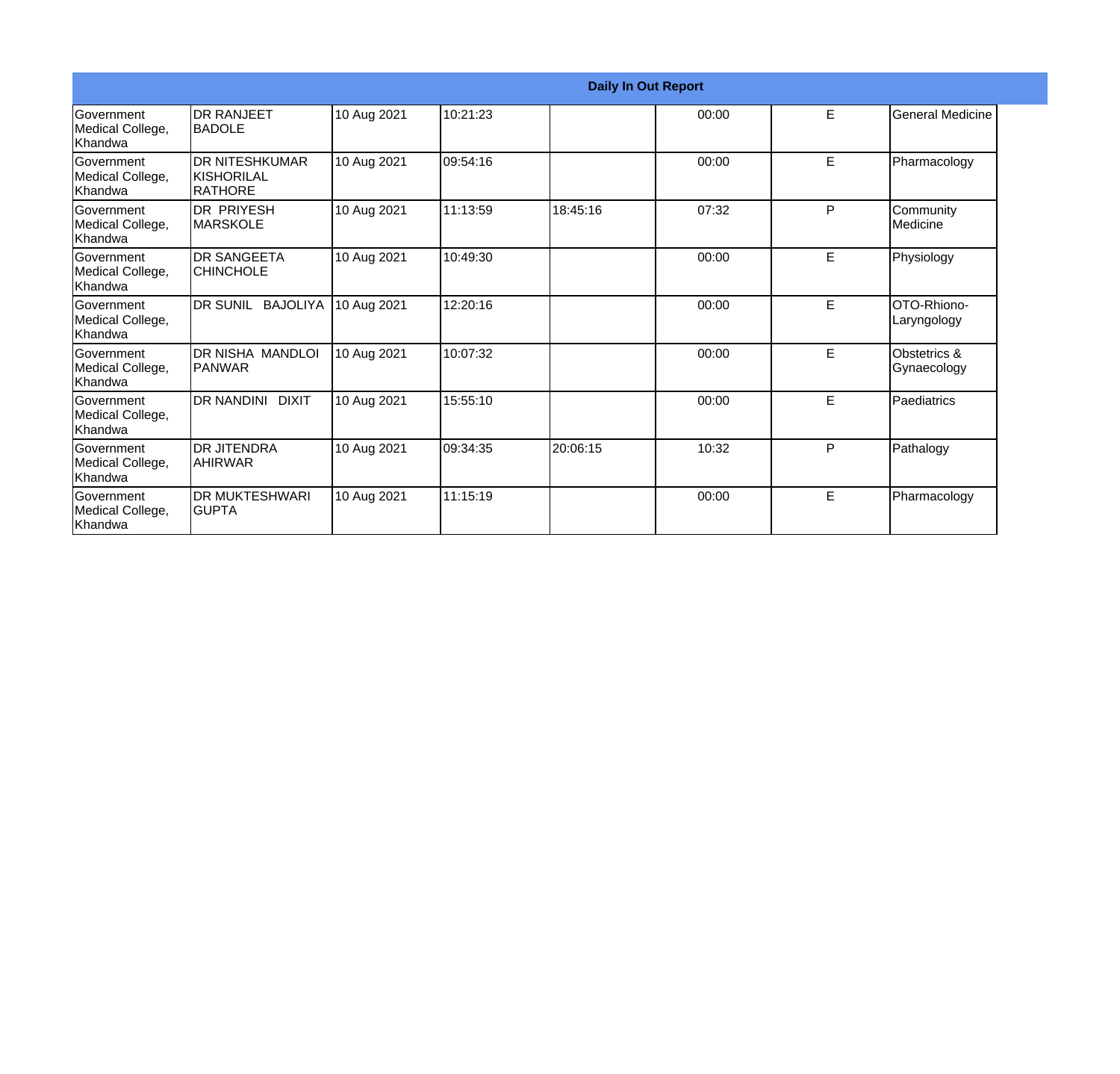| Daily In Out Report | | | | | | | |
|---|---|---|---|---|---|---|---|
| Government Medical College, Khandwa | DR RANJEET BADOLE | 10 Aug 2021 | 10:21:23 | | 00:00 | E | General Medicine |
| Government Medical College, Khandwa | DR NITESHKUMAR KISHORILAL RATHORE | 10 Aug 2021 | 09:54:16 | | 00:00 | E | Pharmacology |
| Government Medical College, Khandwa | DR PRIYESH MARSKOLE | 10 Aug 2021 | 11:13:59 | 18:45:16 | 07:32 | P | Community Medicine |
| Government Medical College, Khandwa | DR SANGEETA CHINCHOLE | 10 Aug 2021 | 10:49:30 | | 00:00 | E | Physiology |
| Government Medical College, Khandwa | DR SUNIL BAJOLIYA | 10 Aug 2021 | 12:20:16 | | 00:00 | E | OTO-Rhiono-Laryngology |
| Government Medical College, Khandwa | DR NISHA MANDLOI PANWAR | 10 Aug 2021 | 10:07:32 | | 00:00 | E | Obstetrics & Gynaecology |
| Government Medical College, Khandwa | DR NANDINI DIXIT | 10 Aug 2021 | 15:55:10 | | 00:00 | E | Paediatrics |
| Government Medical College, Khandwa | DR JITENDRA AHIRWAR | 10 Aug 2021 | 09:34:35 | 20:06:15 | 10:32 | P | Pathalogy |
| Government Medical College, Khandwa | DR MUKTESHWARI GUPTA | 10 Aug 2021 | 11:15:19 | | 00:00 | E | Pharmacology |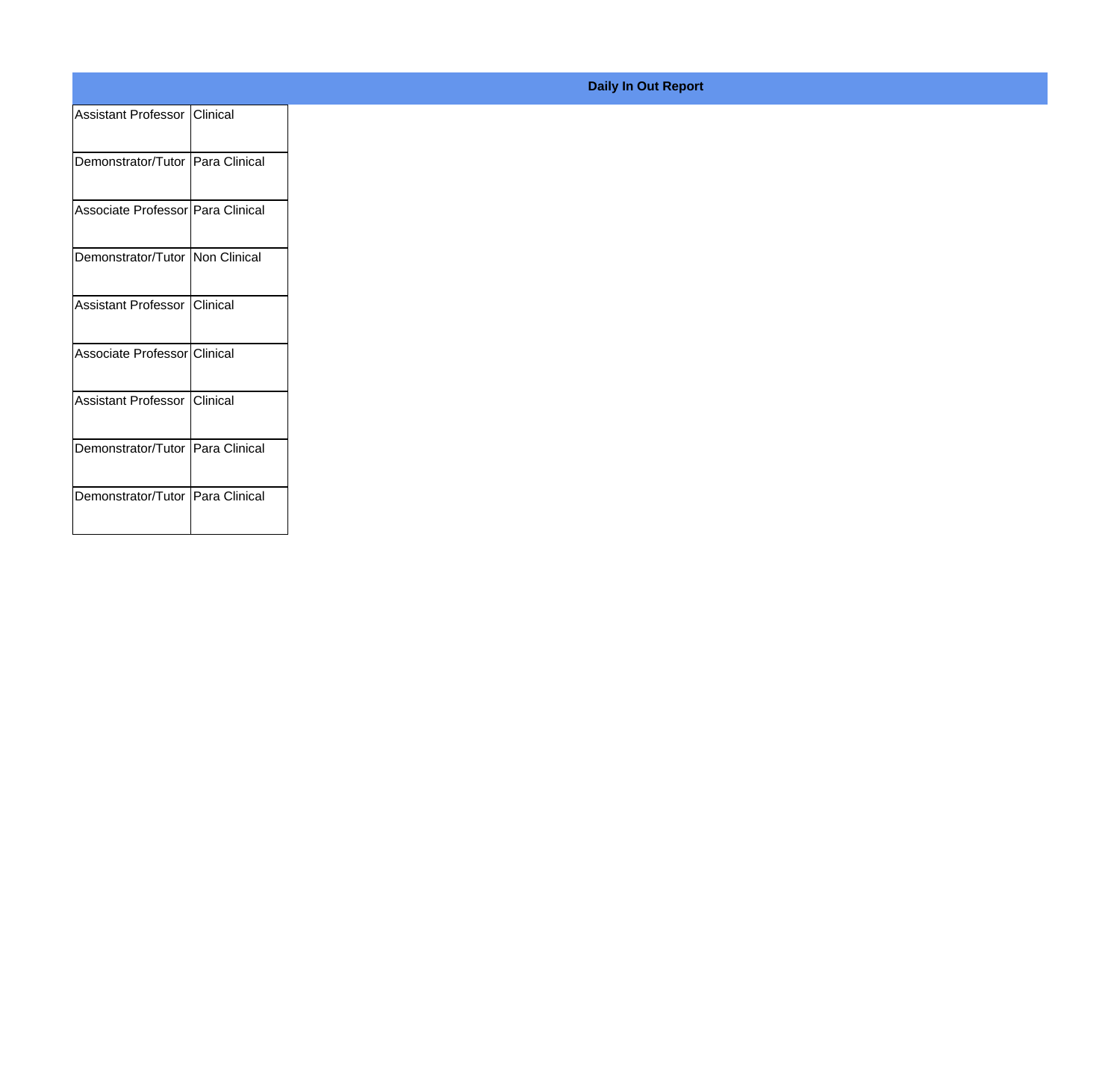**Daily In Out Report**

| | |
|---|---|
| Assistant Professor | Clinical |
| Demonstrator/Tutor | Para Clinical |
| Associate Professor | Para Clinical |
| Demonstrator/Tutor | Non Clinical |
| Assistant Professor | Clinical |
| Associate Professor | Clinical |
| Assistant Professor | Clinical |
| Demonstrator/Tutor | Para Clinical |
| Demonstrator/Tutor | Para Clinical |